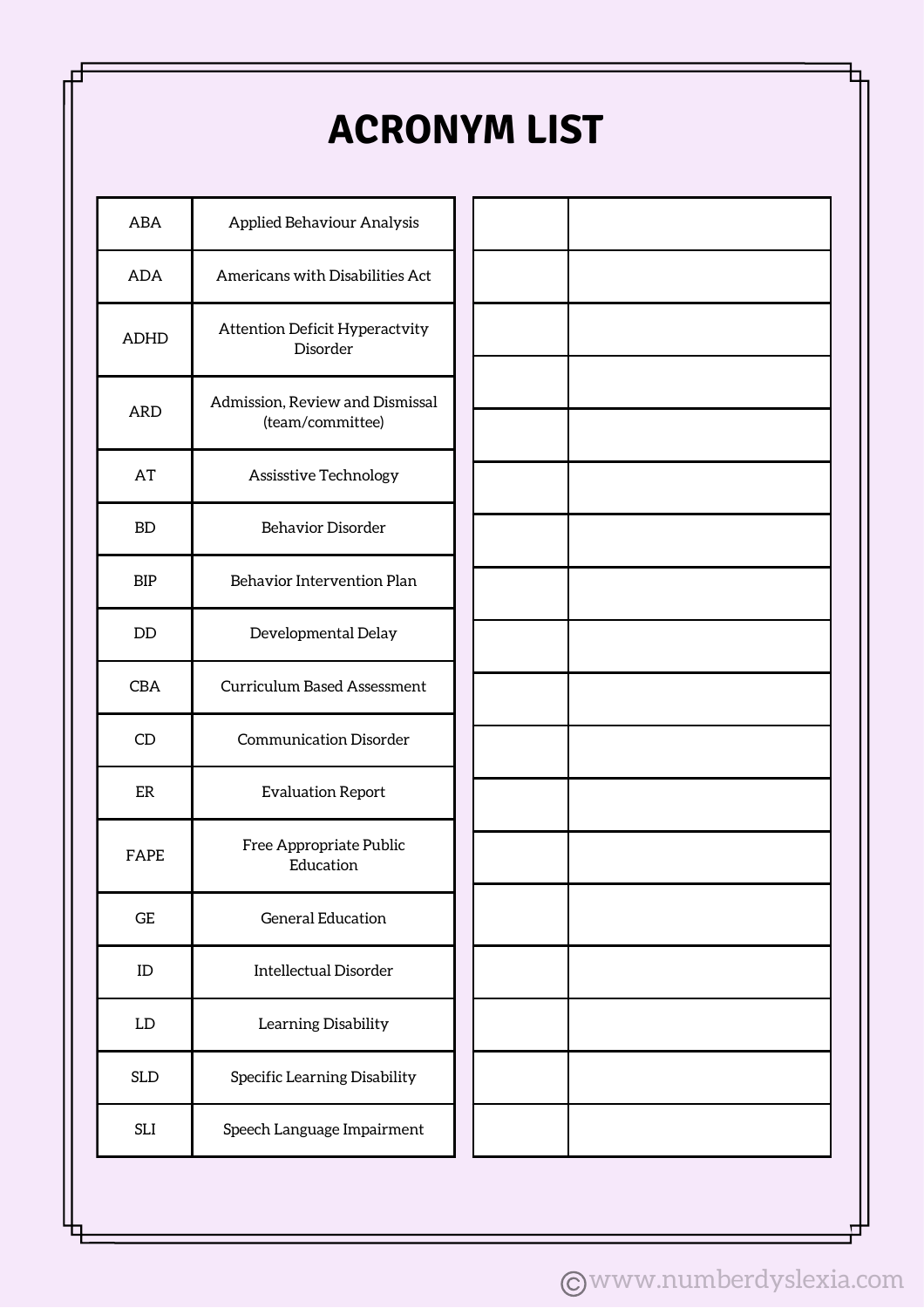# ACRONYM LIST

| | |
|---|---|
| ABA | Applied Behaviour Analysis |
| ADA | Americans with Disabilities Act |
| ADHD | Attention Deficit Hyperactvity Disorder |
| ARD | Admission, Review and Dismissal (team/committee) |
| AT | Assisstive Technology |
| BD | Behavior Disorder |
| BIP | Behavior Intervention Plan |
| DD | Developmental Delay |
| CBA | Curriculum Based Assessment |
| CD | Communication Disorder |
| ER | Evaluation Report |
| FAPE | Free Appropriate Public Education |
| GE | General Education |
| ID | Intellectual Disorder |
| LD | Learning Disability |
| SLD | Specific Learning Disability |
| SLI | Speech Language Impairment |

| | |
|---|---|
| | |
| | |
| | |
| | |
| | |
| | |
| | |
| | |
| | |
| | |
| | |
| | |
| | |
| | |
| | |
| | |
| | |
| | |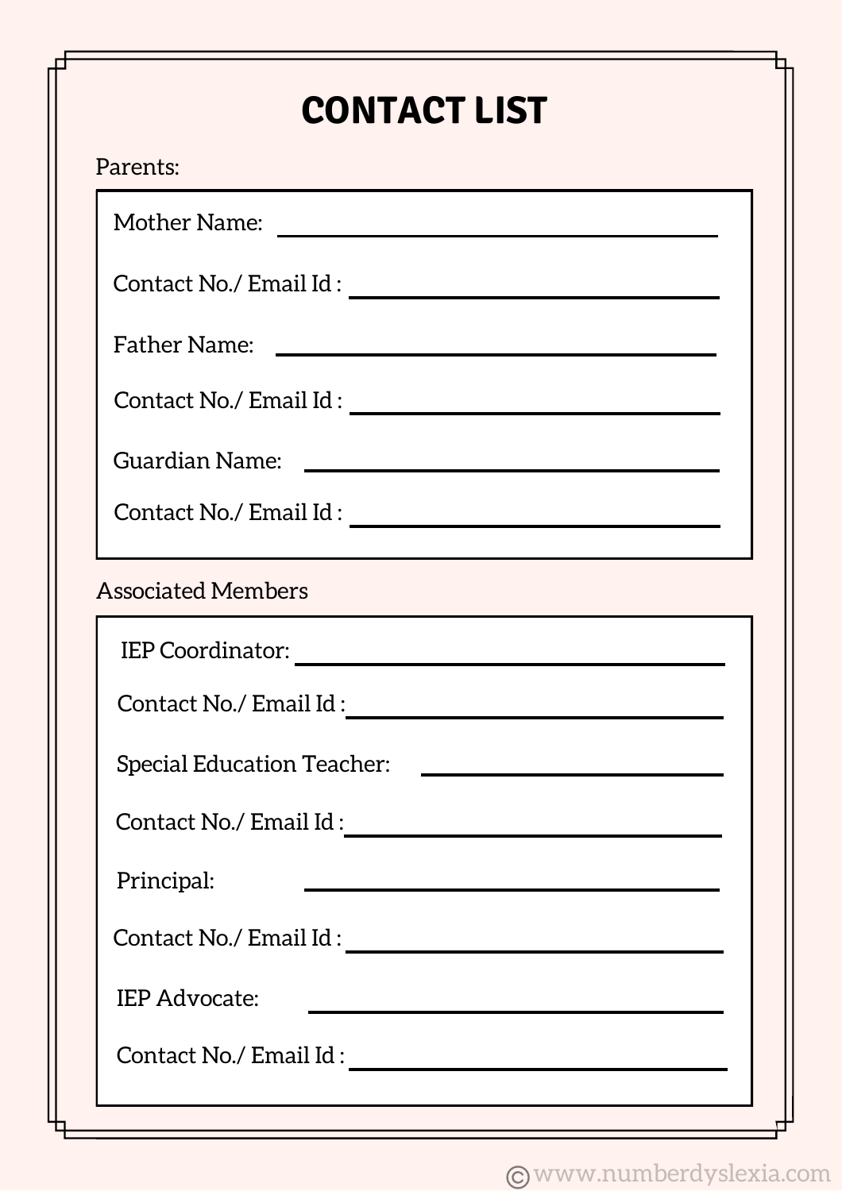# CONTACT LIST

Parents:

Mother Name: ____________________

Contact No./ Email Id : ____________________

Father Name: ____________________

Contact No./ Email Id : ____________________

Guardian Name: ____________________

Contact No./ Email Id : ____________________

Associated Members

IEP Coordinator: ____________________

Contact No./ Email Id : ____________________

Special Education Teacher: ____________________

Contact No./ Email Id : ____________________

Principal: ____________________

Contact No./ Email Id : ____________________

IEP Advocate: ____________________

Contact No./ Email Id : ____________________

©www.numberdyslexia.com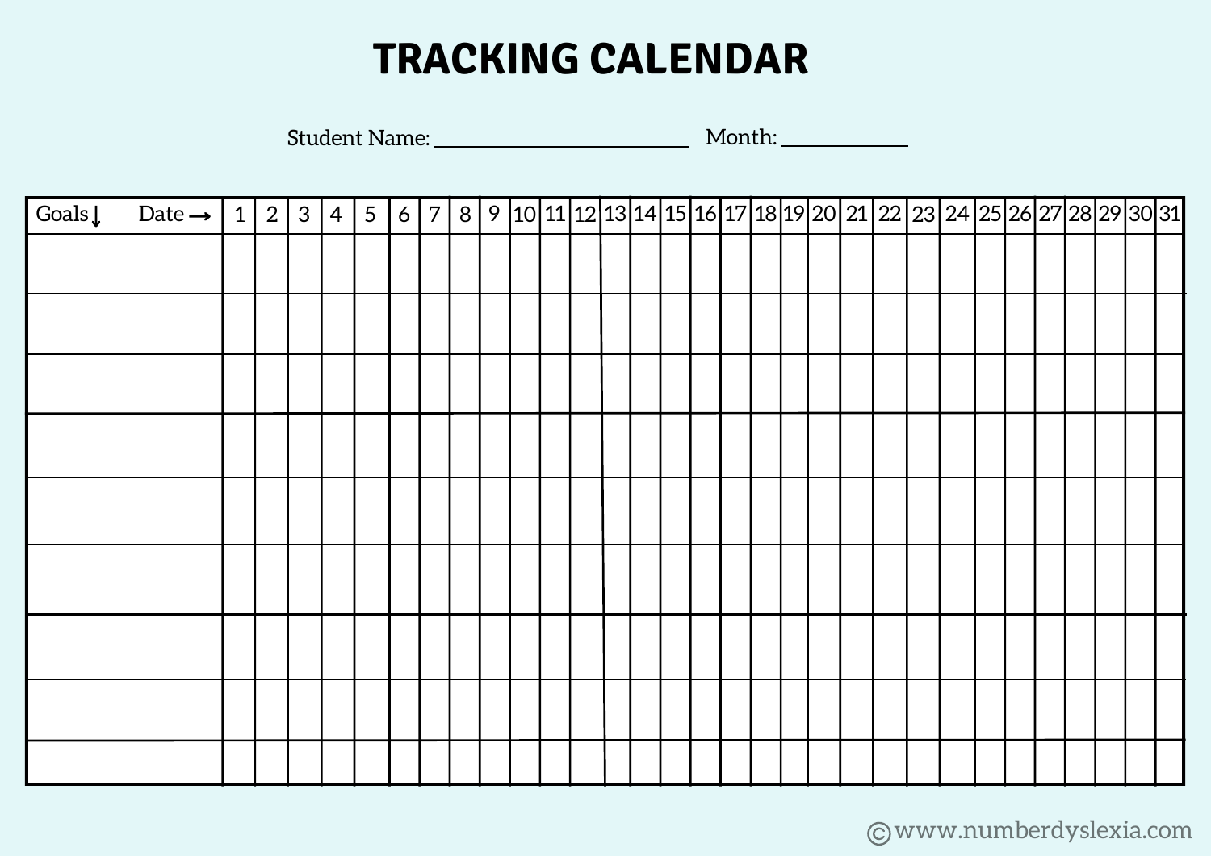# TRACKING CALENDAR

Student Name: ______________________ Month: ____________

| Goals↓ Date→ | 1 | 2 | 3 | 4 | 5 | 6 | 7 | 8 | 9 | 10 | 11 | 12 | 13 | 14 | 15 | 16 | 17 | 18 | 19 | 20 | 21 | 22 | 23 | 24 | 25 | 26 | 27 | 28 | 29 | 30 | 31 |
|---|---|---|---|---|---|---|---|---|---|---|---|---|---|---|---|---|---|---|---|---|---|---|---|---|---|---|---|---|---|---|---|
| | | | | | | | | | | | | | | | | | | | | | | | | | | | | | | | |
| | | | | | | | | | | | | | | | | | | | | | | | | | | | | | | | |
| | | | | | | | | | | | | | | | | | | | | | | | | | | | | | | | |
| | | | | | | | | | | | | | | | | | | | | | | | | | | | | | | | |
| | | | | | | | | | | | | | | | | | | | | | | | | | | | | | | | |
| | | | | | | | | | | | | | | | | | | | | | | | | | | | | | | | |
| | | | | | | | | | | | | | | | | | | | | | | | | | | | | | | | |
| | | | | | | | | | | | | | | | | | | | | | | | | | | | | | | | |
| | | | | | | | | | | | | | | | | | | | | | | | | | | | | | | | |

©www.numberdyslexia.com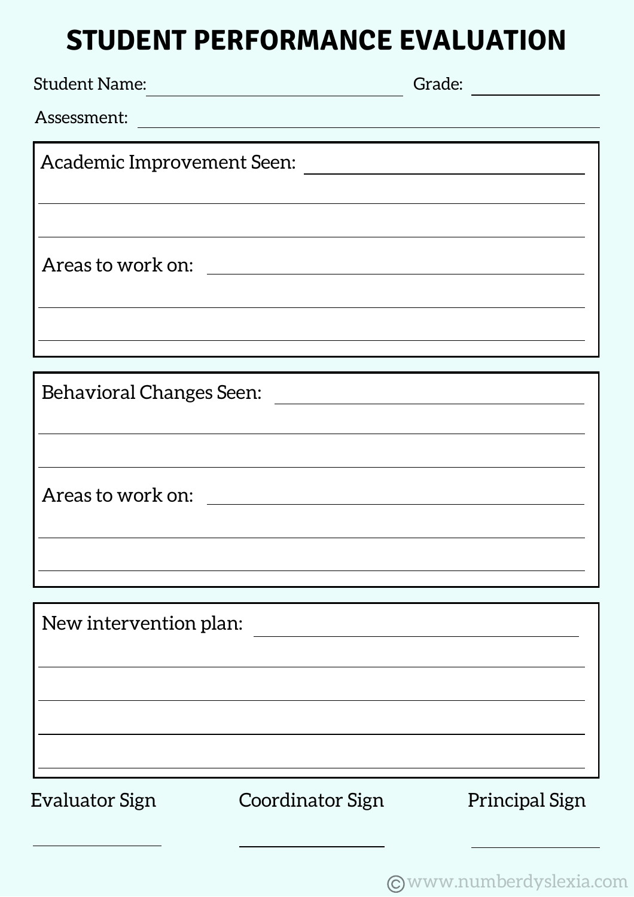# STUDENT PERFORMANCE EVALUATION

Student Name: ______________________________ Grade: ____________

Assessment: ______________________________________________

Academic Improvement Seen: ______________________________

_______________________________________________________

_______________________________________________________

Areas to work on: ______________________________________

_______________________________________________________

_______________________________________________________

Behavioral Changes Seen: _______________________________

_______________________________________________________

_______________________________________________________

Areas to work on: ______________________________________

_______________________________________________________

_______________________________________________________

New intervention plan: _________________________________

_______________________________________________________

_______________________________________________________

_______________________________________________________

_______________________________________________________

| Evaluator Sign | Coordinator Sign | Principal Sign |
|---|---|---|
| ______________ | ______________ | ______________ |

© www.numberdyslexia.com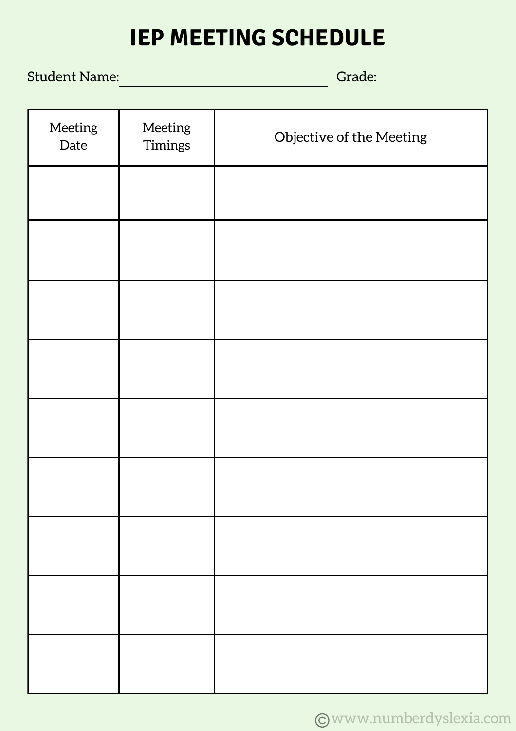# IEP MEETING SCHEDULE

Student Name: ______________________ Grade: __________

| Meeting Date | Meeting Timings | Objective of the Meeting |
|---|---|---|
| | | |
| | | |
| | | |
| | | |
| | | |
| | | |
| | | |
| | | |
| | | |

© www.numberdyslexia.com